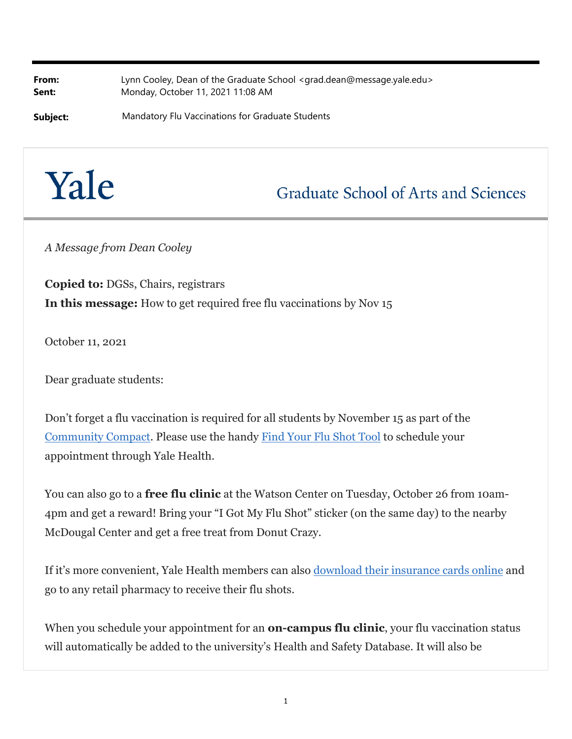**From:** Lynn Cooley, Dean of the Graduate School <grad.dean@message.yale.edu>
**Sent:** Monday, October 11, 2021 11:08 AM

**Subject:** Mandatory Flu Vaccinations for Graduate Students

# Yale

## Graduate School of Arts and Sciences

*A Message from Dean Cooley*

**Copied to:** DGSs, Chairs, registrars
**In this message:** How to get required free flu vaccinations by Nov 15

October 11, 2021

Dear graduate students:

Don't forget a flu vaccination is required for all students by November 15 as part of the Community Compact. Please use the handy Find Your Flu Shot Tool to schedule your appointment through Yale Health.

You can also go to a **free flu clinic** at the Watson Center on Tuesday, October 26 from 10am-4pm and get a reward! Bring your "I Got My Flu Shot" sticker (on the same day) to the nearby McDougal Center and get a free treat from Donut Crazy.

If it's more convenient, Yale Health members can also download their insurance cards online and go to any retail pharmacy to receive their flu shots.

When you schedule your appointment for an **on-campus flu clinic**, your flu vaccination status will automatically be added to the university's Health and Safety Database. It will also be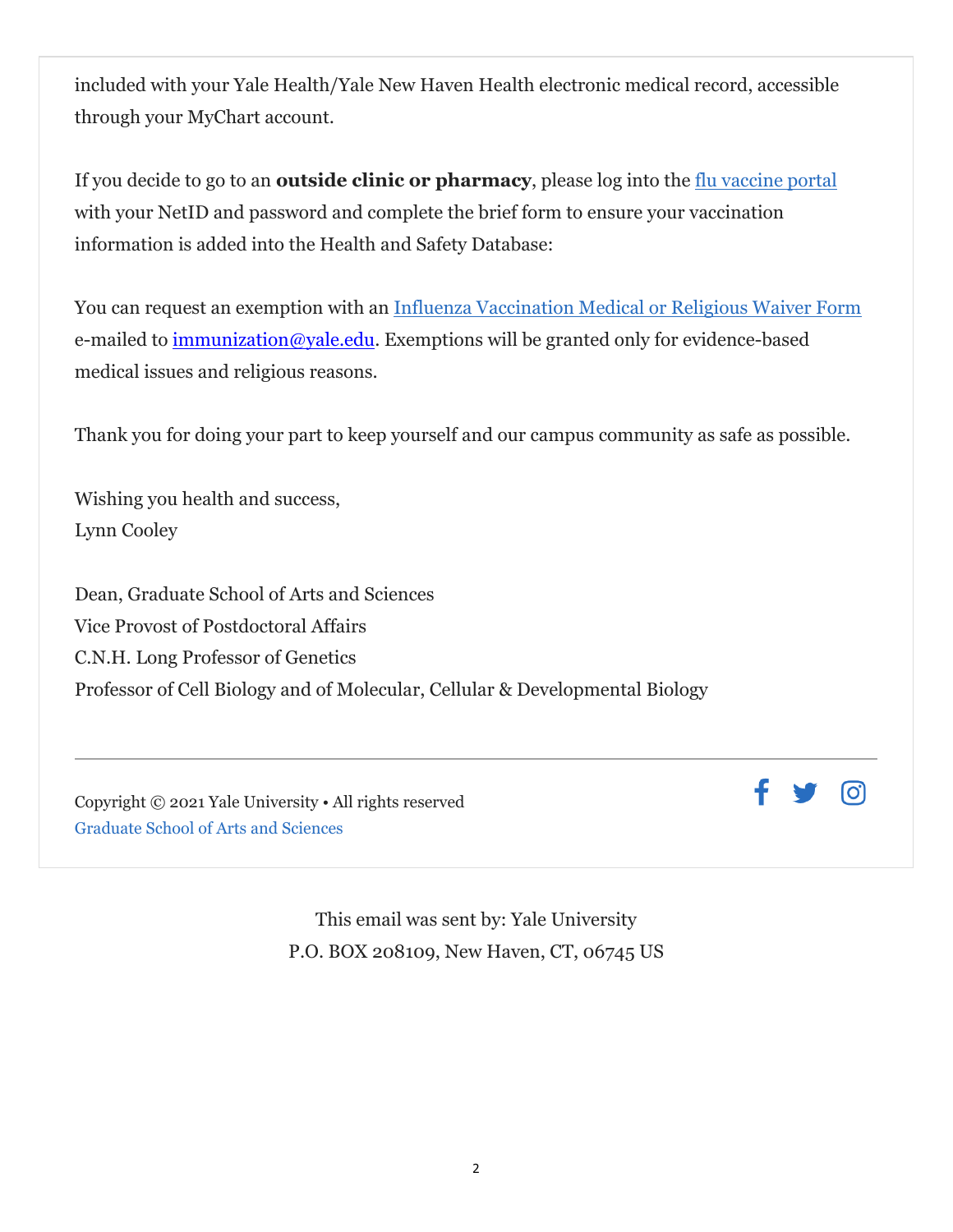included with your Yale Health/Yale New Haven Health electronic medical record, accessible through your MyChart account.

If you decide to go to an **outside clinic or pharmacy**, please log into the [flu vaccine portal] with your NetID and password and complete the brief form to ensure your vaccination information is added into the Health and Safety Database:

You can request an exemption with an [Influenza Vaccination Medical or Religious Waiver Form] e-mailed to immunization@yale.edu. Exemptions will be granted only for evidence-based medical issues and religious reasons.

Thank you for doing your part to keep yourself and our campus community as safe as possible.

Wishing you health and success,
Lynn Cooley

Dean, Graduate School of Arts and Sciences
Vice Provost of Postdoctoral Affairs
C.N.H. Long Professor of Genetics
Professor of Cell Biology and of Molecular, Cellular & Developmental Biology

---

Copyright © 2021 Yale University • All rights reserved
Graduate School of Arts and Sciences

This email was sent by: Yale University
P.O. BOX 208109, New Haven, CT, 06745 US